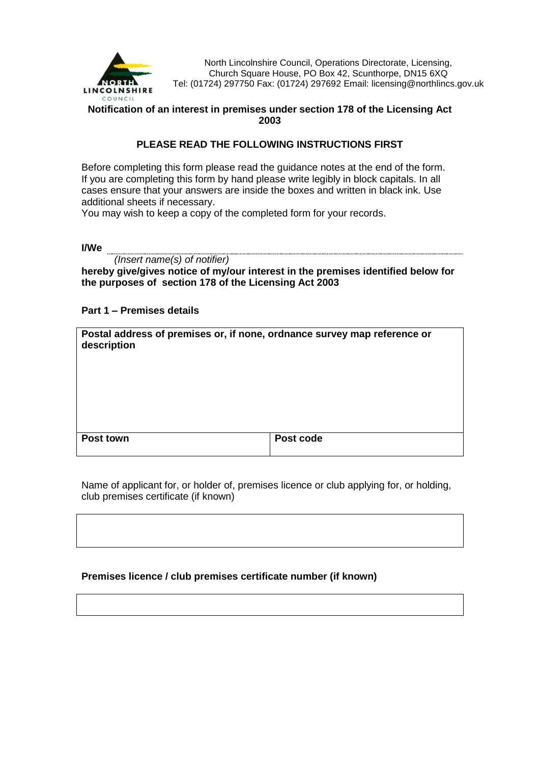North Lincolnshire Council, Operations Directorate, Licensing,
Church Square House, PO Box 42, Scunthorpe, DN15 6XQ
Tel: (01724) 297750 Fax: (01724) 297692 Email: licensing@northlincs.gov.uk

**Notification of an interest in premises under section 178 of the Licensing Act 2003**

**PLEASE READ THE FOLLOWING INSTRUCTIONS FIRST**

Before completing this form please read the guidance notes at the end of the form. If you are completing this form by hand please write legibly in block capitals. In all cases ensure that your answers are inside the boxes and written in black ink. Use additional sheets if necessary.
You may wish to keep a copy of the completed form for your records.

**I/We** ........................................................................................................
*(Insert name(s) of notifier)*

**hereby give/gives notice of my/our interest in the premises identified below for the purposes of section 178 of the Licensing Act 2003**

**Part 1 – Premises details**

| **Postal address of premises or, if none, ordnance survey map reference or description** | |
|---|---|
| | |
| **Post town** | **Post code** |

Name of applicant for, or holder of, premises licence or club applying for, or holding, club premises certificate (if known)

| |
|---|
| |

**Premises licence / club premises certificate number (if known)**

| |
|---|
| |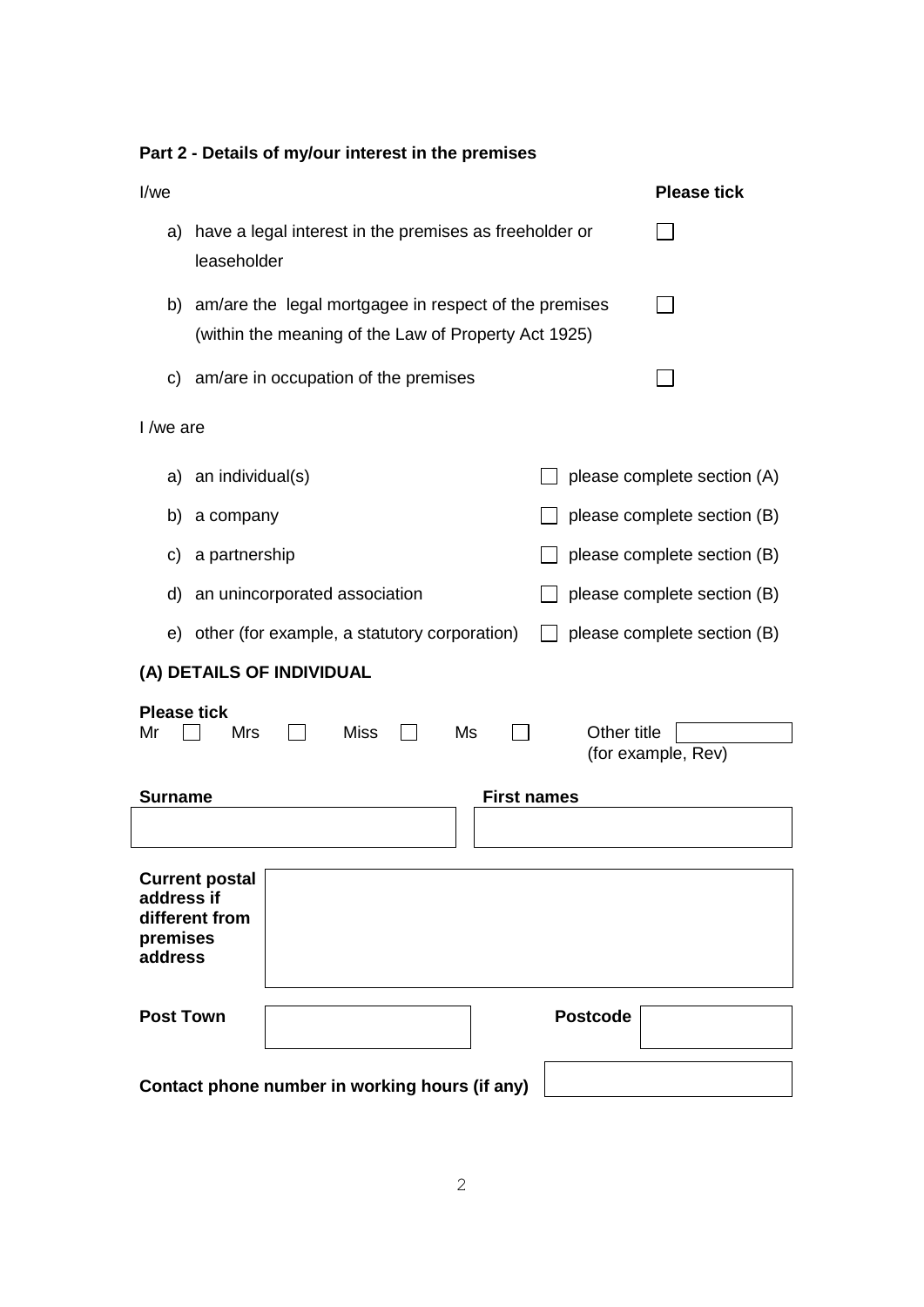## Part 2 - Details of my/our interest in the premises

| I/we | Please tick |
|---|---|
| a) have a legal interest in the premises as freeholder or leaseholder | ☐ |
| b) am/are the legal mortgagee in respect of the premises (within the meaning of the Law of Property Act 1925) | ☐ |
| c) am/are in occupation of the premises | ☐ |

I /we are

| | | |
|---|---|---|
| a) an individual(s) | ☐ | please complete section (A) |
| b) a company | ☐ | please complete section (B) |
| c) a partnership | ☐ | please complete section (B) |
| d) an unincorporated association | ☐ | please complete section (B) |
| e) other (for example, a statutory corporation) | ☐ | please complete section (B) |

### (A) DETAILS OF INDIVIDUAL

**Please tick**

Mr ☐ Mrs ☐ Miss ☐ Ms ☐ Other title ______ (for example, Rev)

| Surname | First names |
|---|---|
| | |

| **Current postal address if different from premises address** | |
|---|---|

| **Post Town** | | **Postcode** | |
|---|---|---|---|

**Contact phone number in working hours (if any)** ______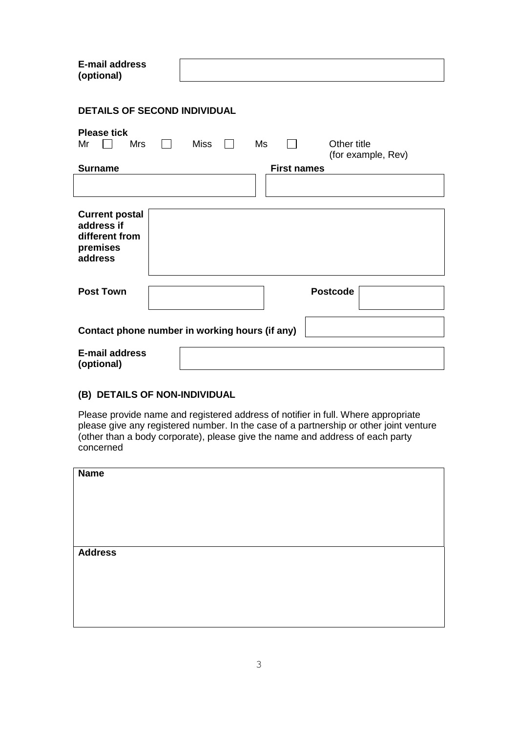**E-mail address (optional)**

### DETAILS OF SECOND INDIVIDUAL

**Please tick**

Mr ☐ Mrs ☐ Miss ☐ Ms ☐ Other title (for example, Rev)

| **Surname** | **First names** |
|---|---|
| | |

**Current postal address if different from premises address**

**Post Town** **Postcode**

**Contact phone number in working hours (if any)**

**E-mail address (optional)**

### (B) DETAILS OF NON-INDIVIDUAL

Please provide name and registered address of notifier in full. Where appropriate please give any registered number. In the case of a partnership or other joint venture (other than a body corporate), please give the name and address of each party concerned

**Name**

**Address**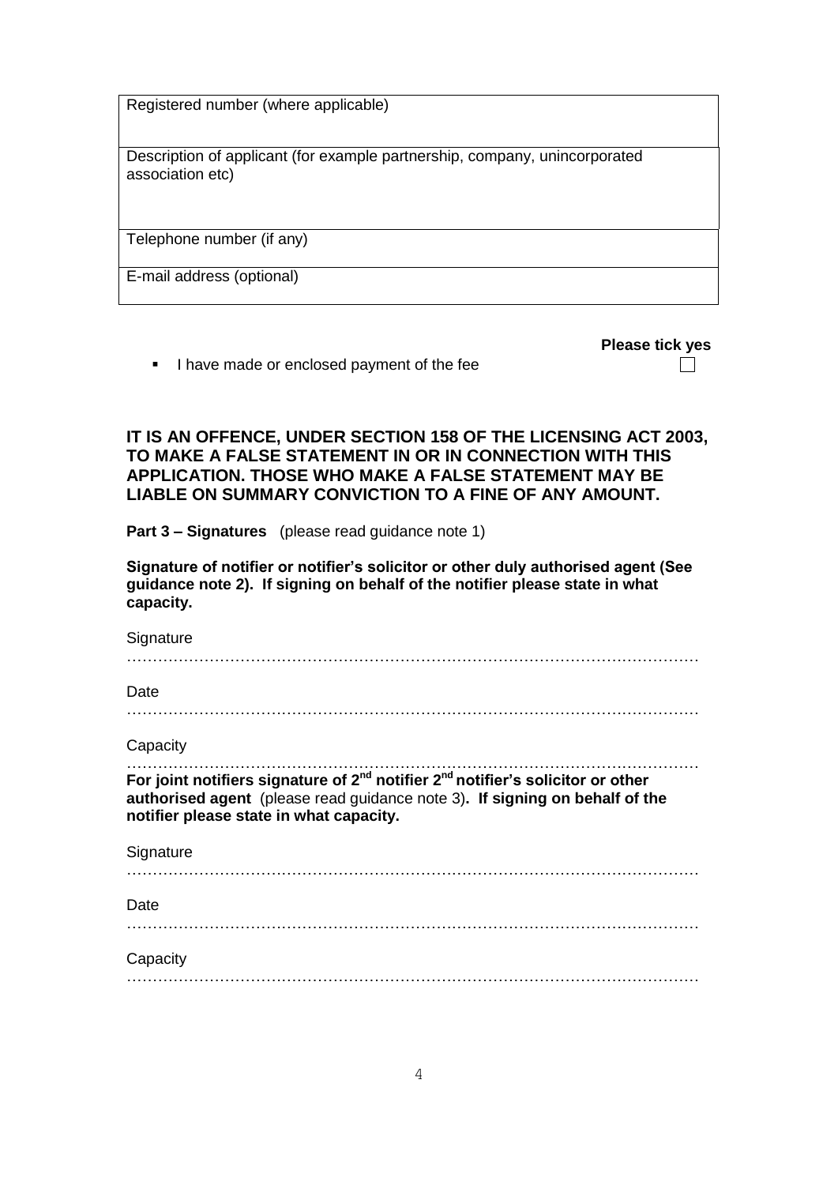| Registered number (where applicable) |
| --- |
| Description of applicant (for example partnership, company, unincorporated association etc) |
| Telephone number (if any) |
| E-mail address (optional) |

**Please tick yes**

- I have made or enclosed payment of the fee ☐

**IT IS AN OFFENCE, UNDER SECTION 158 OF THE LICENSING ACT 2003, TO MAKE A FALSE STATEMENT IN OR IN CONNECTION WITH THIS APPLICATION. THOSE WHO MAKE A FALSE STATEMENT MAY BE LIABLE ON SUMMARY CONVICTION TO A FINE OF ANY AMOUNT.**

**Part 3 – Signatures** (please read guidance note 1)

**Signature of notifier or notifier's solicitor or other duly authorised agent (See guidance note 2). If signing on behalf of the notifier please state in what capacity.**

Signature

…………………………………………………………………………………………………

Date

…………………………………………………………………………………………………

Capacity

…………………………………………………………………………………………………

**For joint notifiers signature of 2nd notifier 2nd notifier's solicitor or other authorised agent** (please read guidance note 3)**. If signing on behalf of the notifier please state in what capacity.**

Signature

…………………………………………………………………………………………………

Date

…………………………………………………………………………………………………

Capacity

…………………………………………………………………………………………………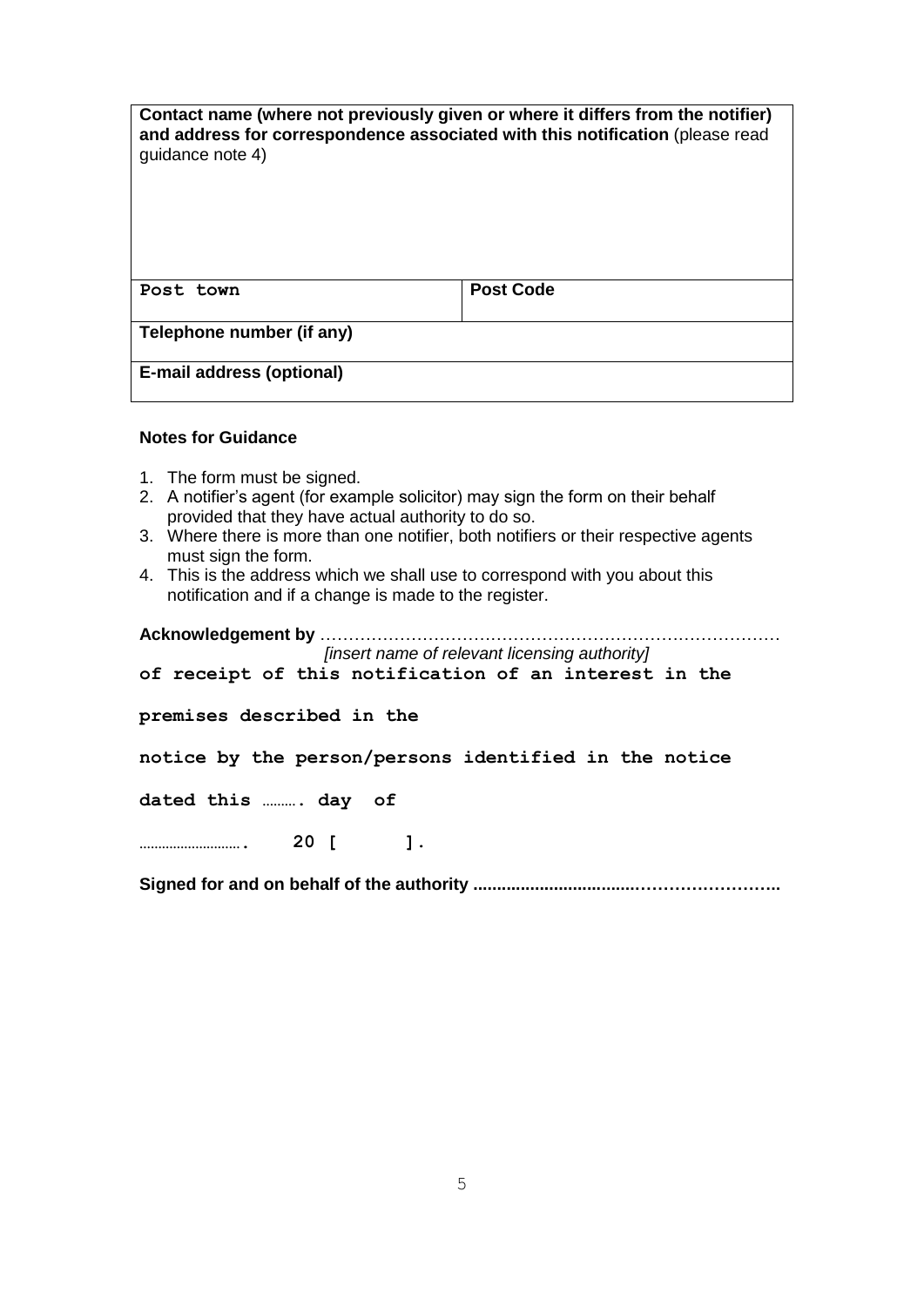| | |
|---|---|
| **Contact name (where not previously given or where it differs from the notifier) and address for correspondence associated with this notification** (please read guidance note 4) | |
| **Post town** | **Post Code** |
| **Telephone number (if any)** | |
| **E-mail address (optional)** | |

**Notes for Guidance**

1. The form must be signed.
2. A notifier's agent (for example solicitor) may sign the form on their behalf provided that they have actual authority to do so.
3. Where there is more than one notifier, both notifiers or their respective agents must sign the form.
4. This is the address which we shall use to correspond with you about this notification and if a change is made to the register.

**Acknowledgement by** ……………………………………………………………………
*[insert name of relevant licensing authority]*
**of receipt of this notification of an interest in the premises described in the notice by the person/persons identified in the notice dated this ………. day of ………………………. 20 [ ].**

**Signed for and on behalf of the authority ..................................……………………..**